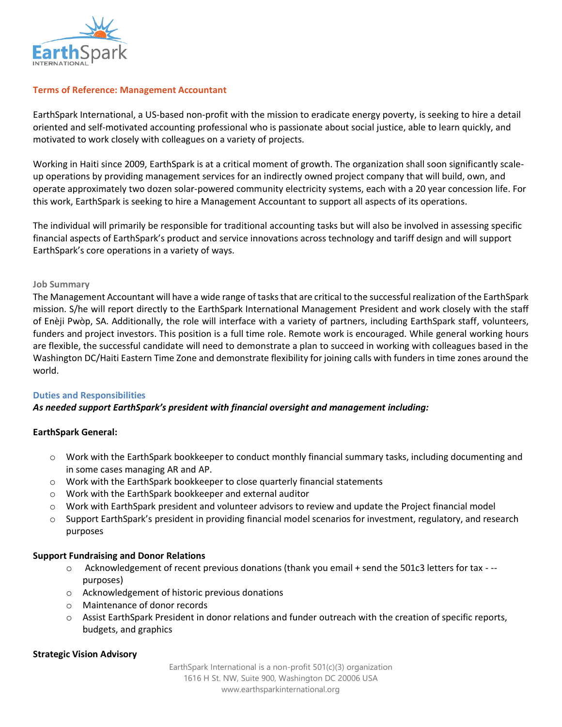## Terms of Reference: Management Accountant

EarthSpark International, a US-based non-profit with the mission to eradicate energy poverty, is seeking to hire a detail oriented and self-motivated accounting professional who is passionate about social justice, able to learn quickly, and motivated to work closely with colleagues on a variety of projects.

Working in Haiti since 2009, EarthSpark is at a critical moment of growth. The organization shall soon significantly scale-up operations by providing management services for an indirectly owned project company that will build, own, and operate approximately two dozen solar-powered community electricity systems, each with a 20 year concession life. For this work, EarthSpark is seeking to hire a Management Accountant to support all aspects of its operations.

The individual will primarily be responsible for traditional accounting tasks but will also be involved in assessing specific financial aspects of EarthSpark's product and service innovations across technology and tariff design and will support EarthSpark's core operations in a variety of ways.

### Job Summary

The Management Accountant will have a wide range of tasks that are critical to the successful realization of the EarthSpark mission. S/he will report directly to the EarthSpark International Management President and work closely with the staff of Enèji Pwòp, SA. Additionally, the role will interface with a variety of partners, including EarthSpark staff, volunteers, funders and project investors. This position is a full time role. Remote work is encouraged. While general working hours are flexible, the successful candidate will need to demonstrate a plan to succeed in working with colleagues based in the Washington DC/Haiti Eastern Time Zone and demonstrate flexibility for joining calls with funders in time zones around the world.

### Duties and Responsibilities

***As needed support EarthSpark's president with financial oversight and management including:***

**EarthSpark General:**

- Work with the EarthSpark bookkeeper to conduct monthly financial summary tasks, including documenting and in some cases managing AR and AP.
- Work with the EarthSpark bookkeeper to close quarterly financial statements
- Work with the EarthSpark bookkeeper and external auditor
- Work with EarthSpark president and volunteer advisors to review and update the Project financial model
- Support EarthSpark's president in providing financial model scenarios for investment, regulatory, and research purposes

**Support Fundraising and Donor Relations**

- Acknowledgement of recent previous donations (thank you email + send the 501c3 letters for tax - -- purposes)
- Acknowledgement of historic previous donations
- Maintenance of donor records
- Assist EarthSpark President in donor relations and funder outreach with the creation of specific reports, budgets, and graphics

**Strategic Vision Advisory**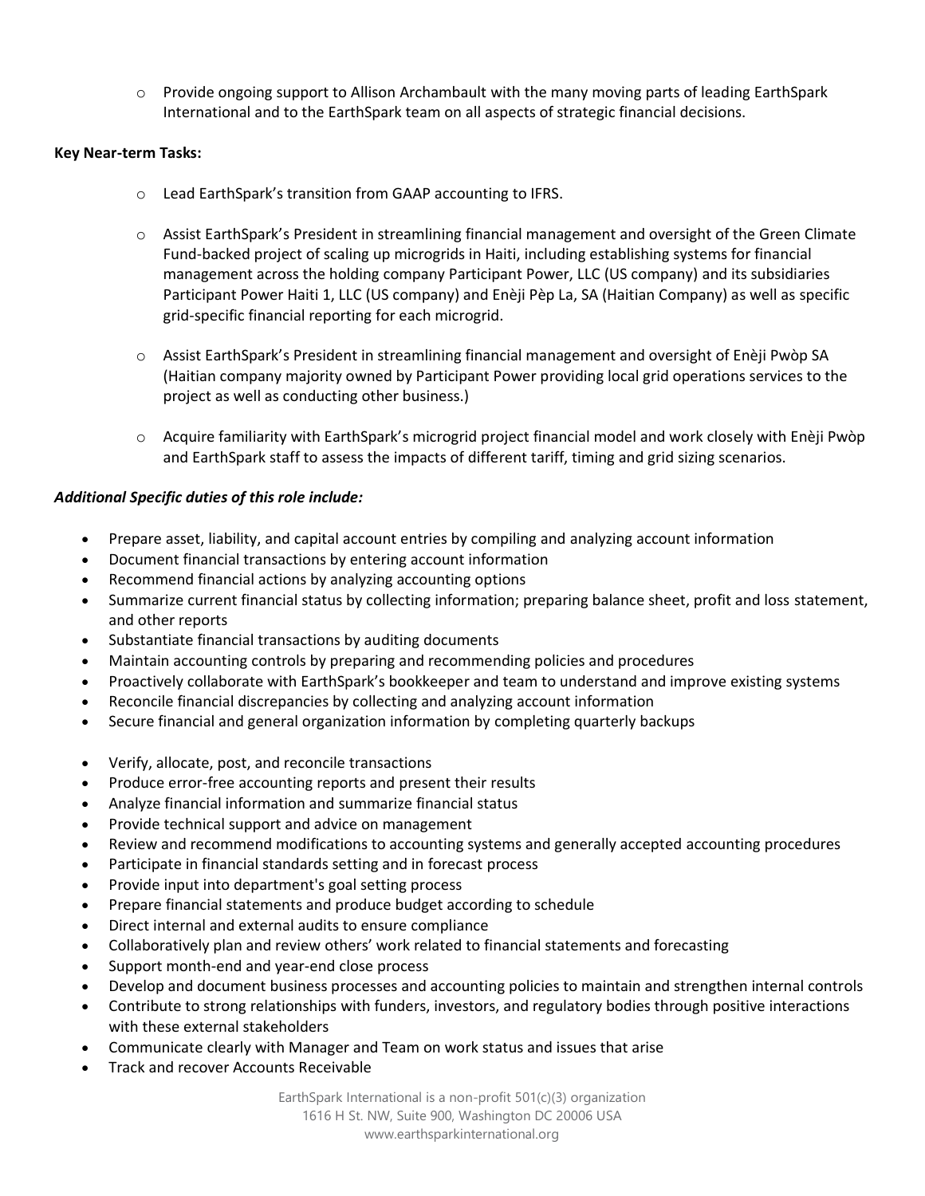- Provide ongoing support to Allison Archambault with the many moving parts of leading EarthSpark International and to the EarthSpark team on all aspects of strategic financial decisions.

**Key Near-term Tasks:**

- Lead EarthSpark's transition from GAAP accounting to IFRS.

- Assist EarthSpark's President in streamlining financial management and oversight of the Green Climate Fund-backed project of scaling up microgrids in Haiti, including establishing systems for financial management across the holding company Participant Power, LLC (US company) and its subsidiaries Participant Power Haiti 1, LLC (US company) and Enèji Pèp La, SA (Haitian Company) as well as specific grid-specific financial reporting for each microgrid.

- Assist EarthSpark's President in streamlining financial management and oversight of Enèji Pwòp SA (Haitian company majority owned by Participant Power providing local grid operations services to the project as well as conducting other business.)

- Acquire familiarity with EarthSpark's microgrid project financial model and work closely with Enèji Pwòp and EarthSpark staff to assess the impacts of different tariff, timing and grid sizing scenarios.

***Additional Specific duties of this role include:***

- Prepare asset, liability, and capital account entries by compiling and analyzing account information
- Document financial transactions by entering account information
- Recommend financial actions by analyzing accounting options
- Summarize current financial status by collecting information; preparing balance sheet, profit and loss statement, and other reports
- Substantiate financial transactions by auditing documents
- Maintain accounting controls by preparing and recommending policies and procedures
- Proactively collaborate with EarthSpark's bookkeeper and team to understand and improve existing systems
- Reconcile financial discrepancies by collecting and analyzing account information
- Secure financial and general organization information by completing quarterly backups

- Verify, allocate, post, and reconcile transactions
- Produce error-free accounting reports and present their results
- Analyze financial information and summarize financial status
- Provide technical support and advice on management
- Review and recommend modifications to accounting systems and generally accepted accounting procedures
- Participate in financial standards setting and in forecast process
- Provide input into department's goal setting process
- Prepare financial statements and produce budget according to schedule
- Direct internal and external audits to ensure compliance
- Collaboratively plan and review others' work related to financial statements and forecasting
- Support month-end and year-end close process
- Develop and document business processes and accounting policies to maintain and strengthen internal controls
- Contribute to strong relationships with funders, investors, and regulatory bodies through positive interactions with these external stakeholders
- Communicate clearly with Manager and Team on work status and issues that arise
- Track and recover Accounts Receivable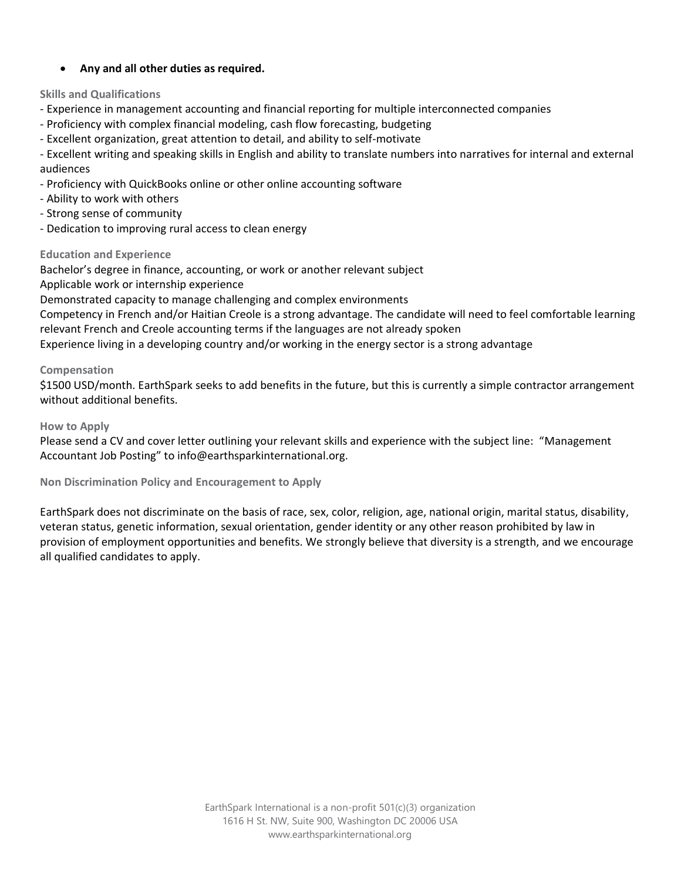- **Any and all other duties as required.**

### Skills and Qualifications

- Experience in management accounting and financial reporting for multiple interconnected companies
- Proficiency with complex financial modeling, cash flow forecasting, budgeting
- Excellent organization, great attention to detail, and ability to self-motivate
- Excellent writing and speaking skills in English and ability to translate numbers into narratives for internal and external audiences
- Proficiency with QuickBooks online or other online accounting software
- Ability to work with others
- Strong sense of community
- Dedication to improving rural access to clean energy

### Education and Experience

Bachelor's degree in finance, accounting, or work or another relevant subject

Applicable work or internship experience

Demonstrated capacity to manage challenging and complex environments

Competency in French and/or Haitian Creole is a strong advantage. The candidate will need to feel comfortable learning relevant French and Creole accounting terms if the languages are not already spoken

Experience living in a developing country and/or working in the energy sector is a strong advantage

### Compensation

$1500 USD/month. EarthSpark seeks to add benefits in the future, but this is currently a simple contractor arrangement without additional benefits.

### How to Apply

Please send a CV and cover letter outlining your relevant skills and experience with the subject line: "Management Accountant Job Posting" to info@earthsparkinternational.org.

### Non Discrimination Policy and Encouragement to Apply

EarthSpark does not discriminate on the basis of race, sex, color, religion, age, national origin, marital status, disability, veteran status, genetic information, sexual orientation, gender identity or any other reason prohibited by law in provision of employment opportunities and benefits. We strongly believe that diversity is a strength, and we encourage all qualified candidates to apply.